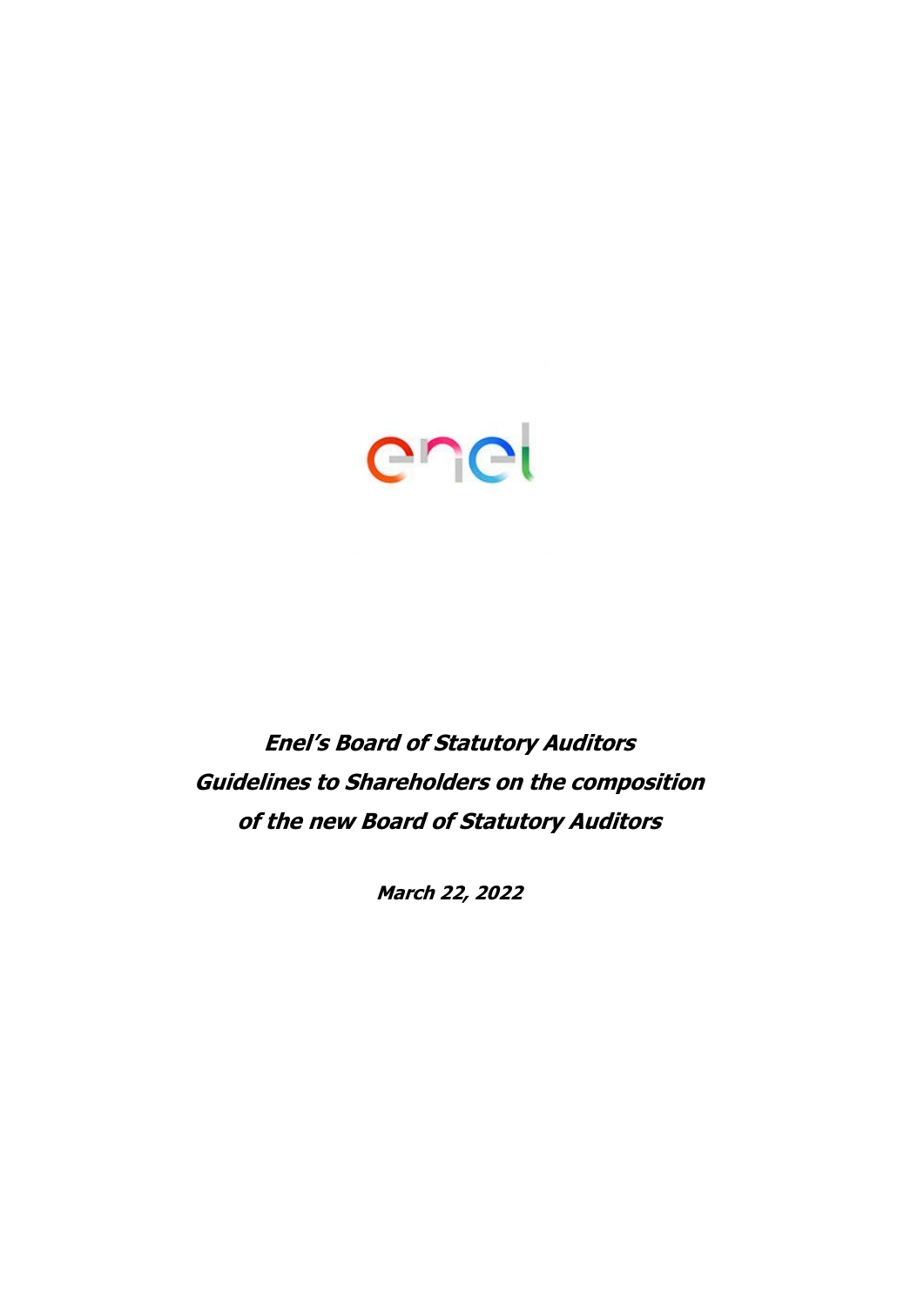enel

***Enel's Board of Statutory Auditors***

***Guidelines to Shareholders on the composition***

***of the new Board of Statutory Auditors***

***March 22, 2022***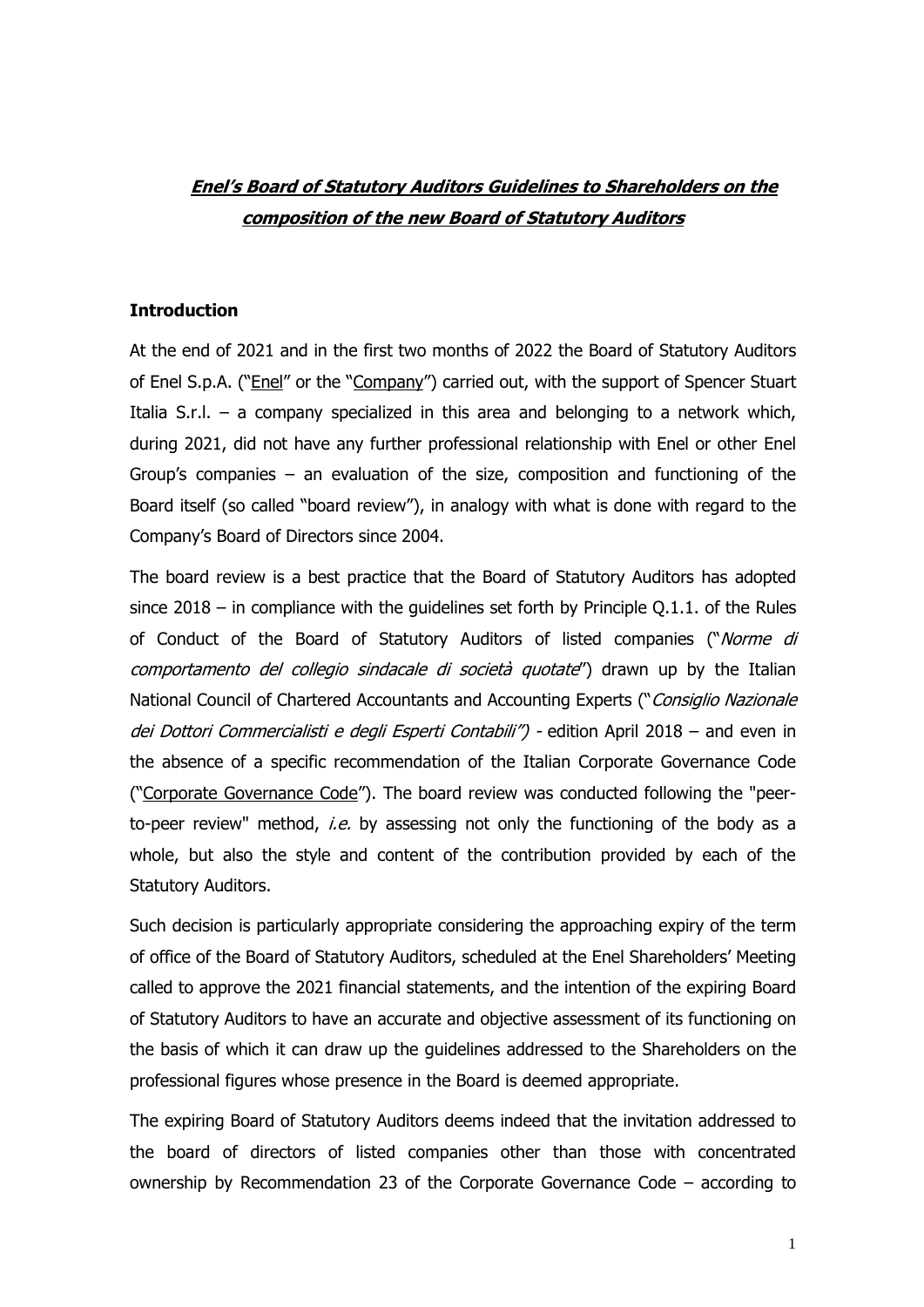# ***Enel's Board of Statutory Auditors Guidelines to Shareholders on the composition of the new Board of Statutory Auditors***

## **Introduction**

At the end of 2021 and in the first two months of 2022 the Board of Statutory Auditors of Enel S.p.A. ("Enel" or the "Company") carried out, with the support of Spencer Stuart Italia S.r.l. – a company specialized in this area and belonging to a network which, during 2021, did not have any further professional relationship with Enel or other Enel Group's companies – an evaluation of the size, composition and functioning of the Board itself (so called "board review"), in analogy with what is done with regard to the Company's Board of Directors since 2004.

The board review is a best practice that the Board of Statutory Auditors has adopted since 2018 – in compliance with the guidelines set forth by Principle Q.1.1. of the Rules of Conduct of the Board of Statutory Auditors of listed companies ("*Norme di comportamento del collegio sindacale di società quotate*") drawn up by the Italian National Council of Chartered Accountants and Accounting Experts ("*Consiglio Nazionale dei Dottori Commercialisti e degli Esperti Contabili")* - edition April 2018 – and even in the absence of a specific recommendation of the Italian Corporate Governance Code ("Corporate Governance Code"). The board review was conducted following the "peer-to-peer review" method, *i.e.* by assessing not only the functioning of the body as a whole, but also the style and content of the contribution provided by each of the Statutory Auditors.

Such decision is particularly appropriate considering the approaching expiry of the term of office of the Board of Statutory Auditors, scheduled at the Enel Shareholders' Meeting called to approve the 2021 financial statements, and the intention of the expiring Board of Statutory Auditors to have an accurate and objective assessment of its functioning on the basis of which it can draw up the guidelines addressed to the Shareholders on the professional figures whose presence in the Board is deemed appropriate.

The expiring Board of Statutory Auditors deems indeed that the invitation addressed to the board of directors of listed companies other than those with concentrated ownership by Recommendation 23 of the Corporate Governance Code – according to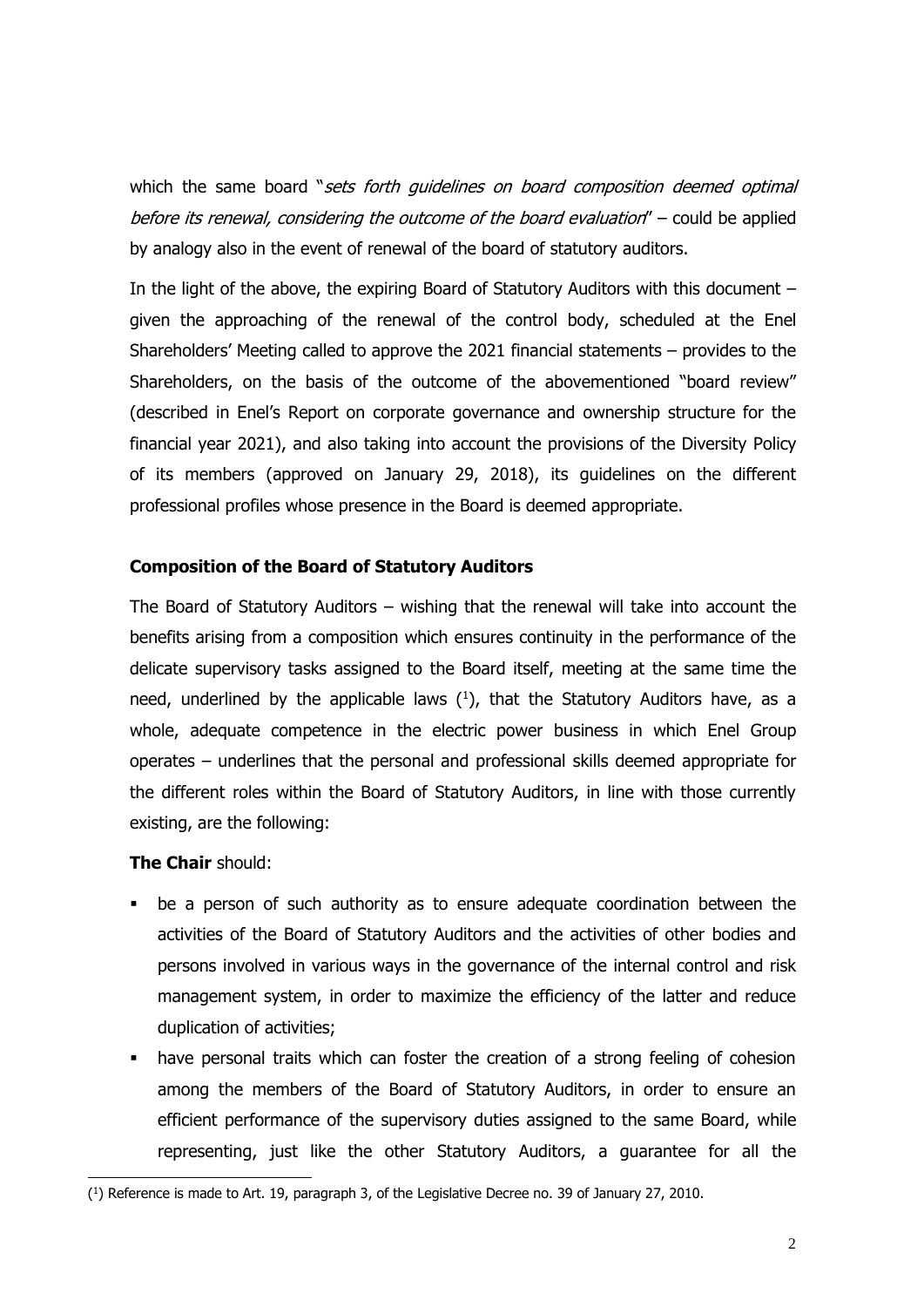which the same board "*sets forth guidelines on board composition deemed optimal before its renewal, considering the outcome of the board evaluation*" – could be applied by analogy also in the event of renewal of the board of statutory auditors.

In the light of the above, the expiring Board of Statutory Auditors with this document – given the approaching of the renewal of the control body, scheduled at the Enel Shareholders' Meeting called to approve the 2021 financial statements – provides to the Shareholders, on the basis of the outcome of the abovementioned "board review" (described in Enel's Report on corporate governance and ownership structure for the financial year 2021), and also taking into account the provisions of the Diversity Policy of its members (approved on January 29, 2018), its guidelines on the different professional profiles whose presence in the Board is deemed appropriate.

**Composition of the Board of Statutory Auditors**

The Board of Statutory Auditors – wishing that the renewal will take into account the benefits arising from a composition which ensures continuity in the performance of the delicate supervisory tasks assigned to the Board itself, meeting at the same time the need, underlined by the applicable laws ([1]), that the Statutory Auditors have, as a whole, adequate competence in the electric power business in which Enel Group operates – underlines that the personal and professional skills deemed appropriate for the different roles within the Board of Statutory Auditors, in line with those currently existing, are the following:

**The Chair** should:

- be a person of such authority as to ensure adequate coordination between the activities of the Board of Statutory Auditors and the activities of other bodies and persons involved in various ways in the governance of the internal control and risk management system, in order to maximize the efficiency of the latter and reduce duplication of activities;
- have personal traits which can foster the creation of a strong feeling of cohesion among the members of the Board of Statutory Auditors, in order to ensure an efficient performance of the supervisory duties assigned to the same Board, while representing, just like the other Statutory Auditors, a guarantee for all the

([1]) Reference is made to Art. 19, paragraph 3, of the Legislative Decree no. 39 of January 27, 2010.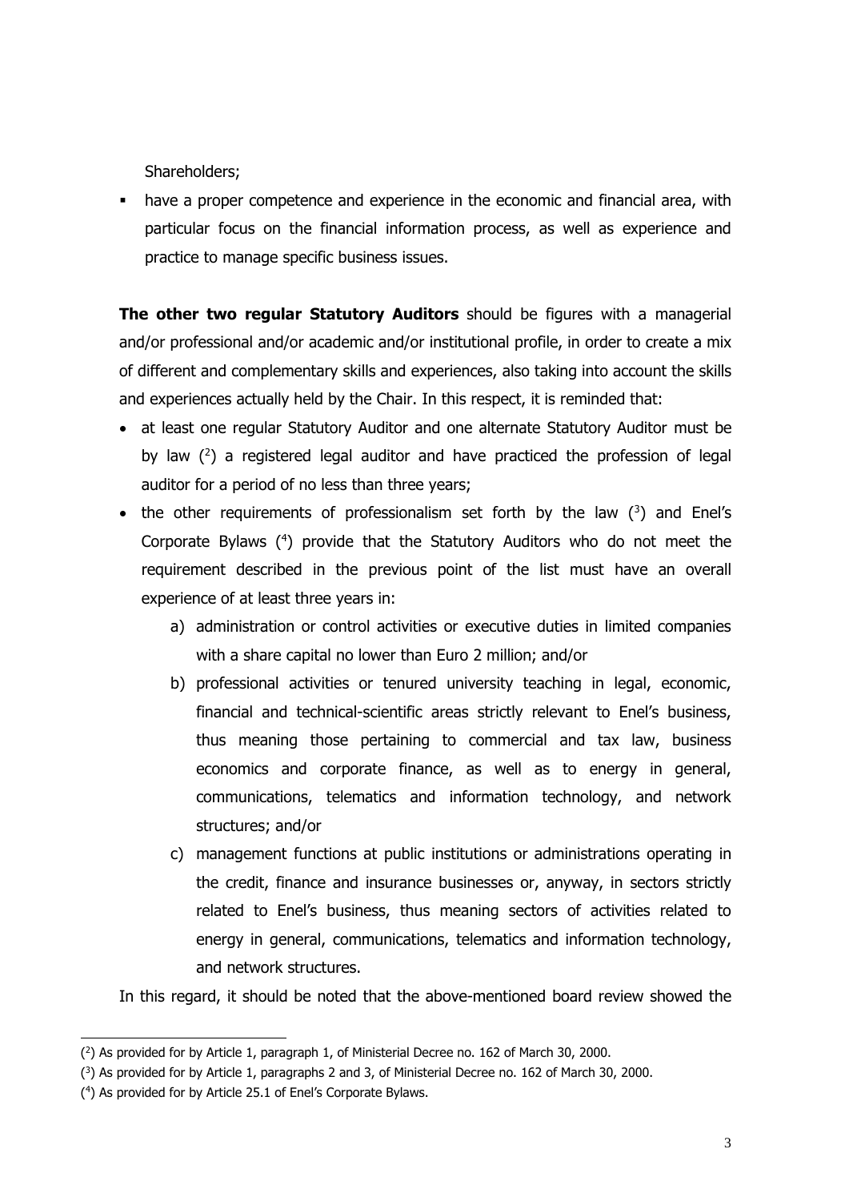Shareholders;

- have a proper competence and experience in the economic and financial area, with particular focus on the financial information process, as well as experience and practice to manage specific business issues.

**The other two regular Statutory Auditors** should be figures with a managerial and/or professional and/or academic and/or institutional profile, in order to create a mix of different and complementary skills and experiences, also taking into account the skills and experiences actually held by the Chair. In this respect, it is reminded that:

- at least one regular Statutory Auditor and one alternate Statutory Auditor must be by law ([2]) a registered legal auditor and have practiced the profession of legal auditor for a period of no less than three years;
- the other requirements of professionalism set forth by the law ([3]) and Enel's Corporate Bylaws ([4]) provide that the Statutory Auditors who do not meet the requirement described in the previous point of the list must have an overall experience of at least three years in:
  a) administration or control activities or executive duties in limited companies with a share capital no lower than Euro 2 million; and/or
  b) professional activities or tenured university teaching in legal, economic, financial and technical-scientific areas strictly relevant to Enel's business, thus meaning those pertaining to commercial and tax law, business economics and corporate finance, as well as to energy in general, communications, telematics and information technology, and network structures; and/or
  c) management functions at public institutions or administrations operating in the credit, finance and insurance businesses or, anyway, in sectors strictly related to Enel's business, thus meaning sectors of activities related to energy in general, communications, telematics and information technology, and network structures.

In this regard, it should be noted that the above-mentioned board review showed the

([2]) As provided for by Article 1, paragraph 1, of Ministerial Decree no. 162 of March 30, 2000.

([3]) As provided for by Article 1, paragraphs 2 and 3, of Ministerial Decree no. 162 of March 30, 2000.

([4]) As provided for by Article 25.1 of Enel's Corporate Bylaws.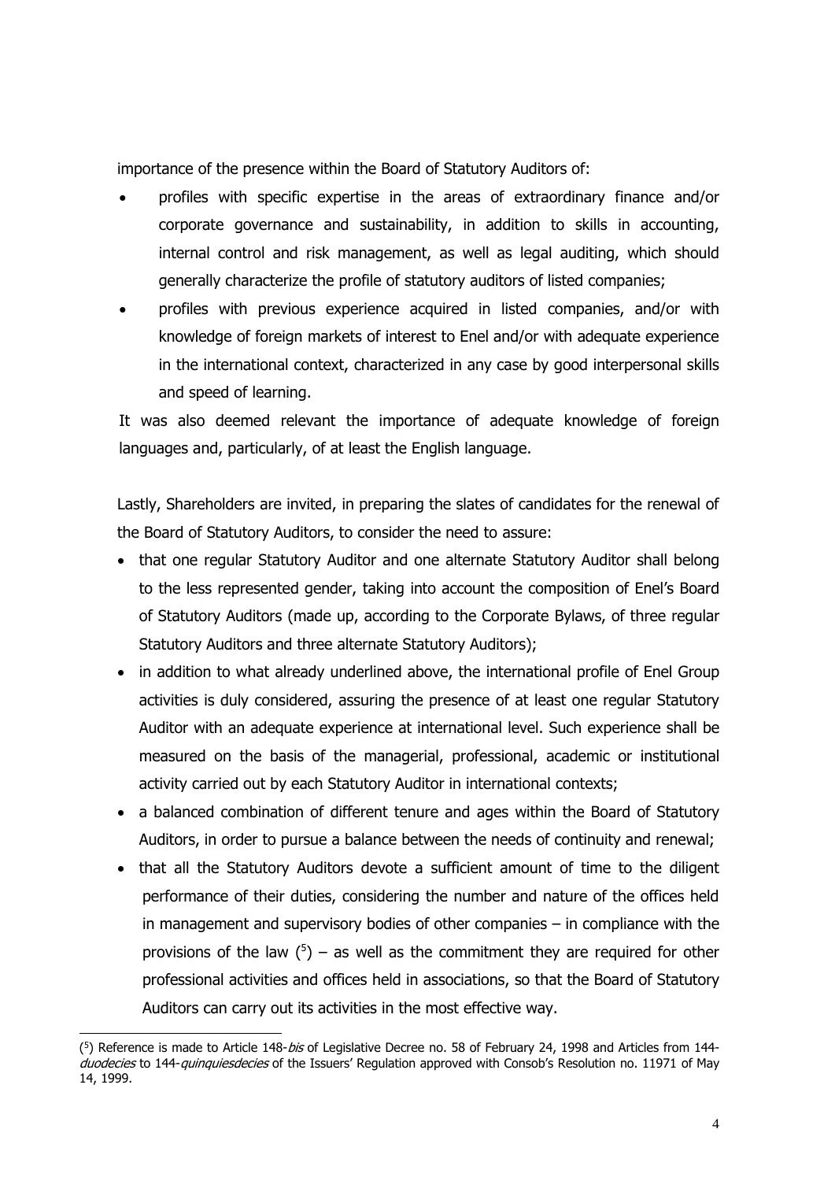importance of the presence within the Board of Statutory Auditors of:

- profiles with specific expertise in the areas of extraordinary finance and/or corporate governance and sustainability, in addition to skills in accounting, internal control and risk management, as well as legal auditing, which should generally characterize the profile of statutory auditors of listed companies;
- profiles with previous experience acquired in listed companies, and/or with knowledge of foreign markets of interest to Enel and/or with adequate experience in the international context, characterized in any case by good interpersonal skills and speed of learning.

It was also deemed relevant the importance of adequate knowledge of foreign languages and, particularly, of at least the English language.

Lastly, Shareholders are invited, in preparing the slates of candidates for the renewal of the Board of Statutory Auditors, to consider the need to assure:

- that one regular Statutory Auditor and one alternate Statutory Auditor shall belong to the less represented gender, taking into account the composition of Enel's Board of Statutory Auditors (made up, according to the Corporate Bylaws, of three regular Statutory Auditors and three alternate Statutory Auditors);
- in addition to what already underlined above, the international profile of Enel Group activities is duly considered, assuring the presence of at least one regular Statutory Auditor with an adequate experience at international level. Such experience shall be measured on the basis of the managerial, professional, academic or institutional activity carried out by each Statutory Auditor in international contexts;
- a balanced combination of different tenure and ages within the Board of Statutory Auditors, in order to pursue a balance between the needs of continuity and renewal;
- that all the Statutory Auditors devote a sufficient amount of time to the diligent performance of their duties, considering the number and nature of the offices held in management and supervisory bodies of other companies – in compliance with the provisions of the law ([5]) – as well as the commitment they are required for other professional activities and offices held in associations, so that the Board of Statutory Auditors can carry out its activities in the most effective way.

([5]) Reference is made to Article 148-*bis* of Legislative Decree no. 58 of February 24, 1998 and Articles from 144-*duodecies* to 144-*quinquiesdecies* of the Issuers' Regulation approved with Consob's Resolution no. 11971 of May 14, 1999.